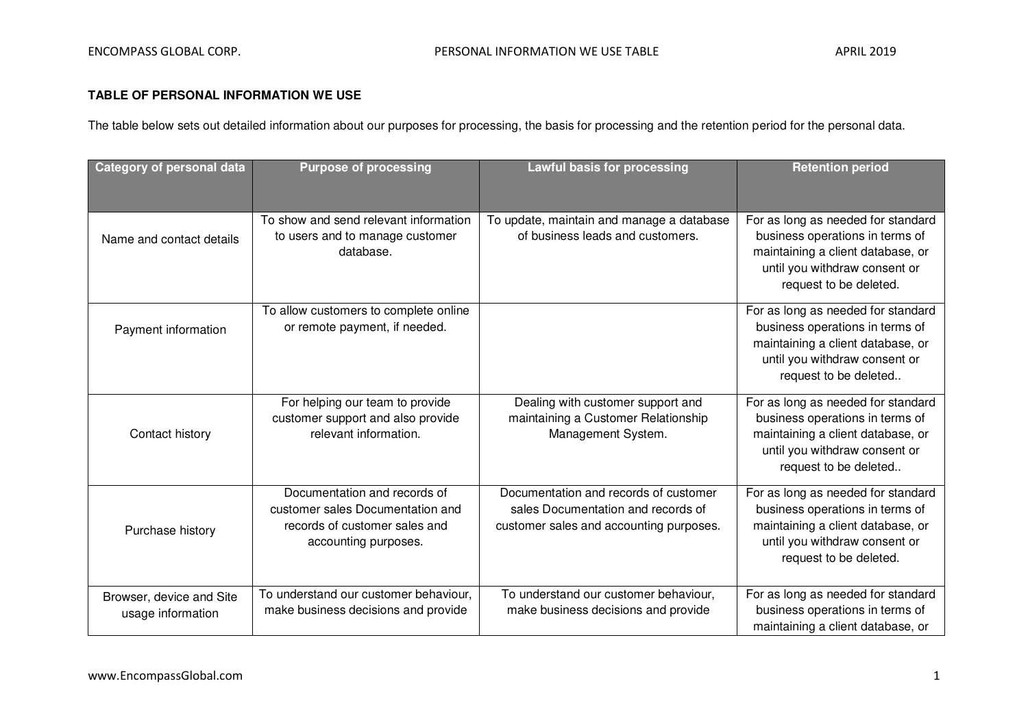**TABLE OF PERSONAL INFORMATION WE USE**

The table below sets out detailed information about our purposes for processing, the basis for processing and the retention period for the personal data.

| Category of personal data | Purpose of processing | Lawful basis for processing | Retention period |
|---|---|---|---|
| Name and contact details | To show and send relevant information to users and to manage customer database. | To update, maintain and manage a database of business leads and customers. | For as long as needed for standard business operations in terms of maintaining a client database, or until you withdraw consent or request to be deleted. |
| Payment information | To allow customers to complete online or remote payment, if needed. | | For as long as needed for standard business operations in terms of maintaining a client database, or until you withdraw consent or request to be deleted.. |
| Contact history | For helping our team to provide customer support and also provide relevant information. | Dealing with customer support and maintaining a Customer Relationship Management System. | For as long as needed for standard business operations in terms of maintaining a client database, or until you withdraw consent or request to be deleted.. |
| Purchase history | Documentation and records of customer sales Documentation and records of customer sales and accounting purposes. | Documentation and records of customer sales Documentation and records of customer sales and accounting purposes. | For as long as needed for standard business operations in terms of maintaining a client database, or until you withdraw consent or request to be deleted. |
| Browser, device and Site usage information | To understand our customer behaviour, make business decisions and provide | To understand our customer behaviour, make business decisions and provide | For as long as needed for standard business operations in terms of maintaining a client database, or |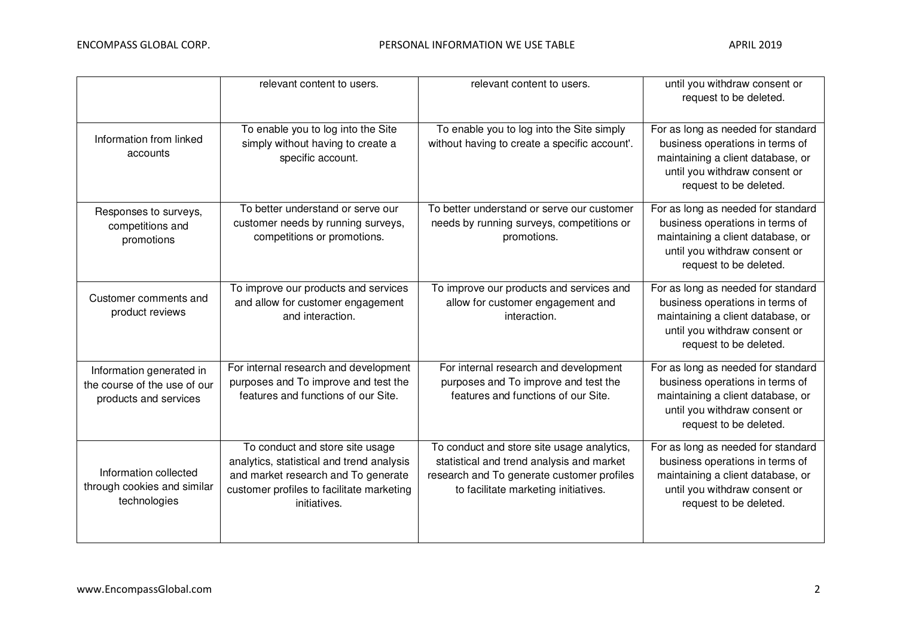| | | | |
|---|---|---|---|
| | relevant content to users. | relevant content to users. | until you withdraw consent or request to be deleted. |
| Information from linked accounts | To enable you to log into the Site simply without having to create a specific account. | To enable you to log into the Site simply without having to create a specific account'. | For as long as needed for standard business operations in terms of maintaining a client database, or until you withdraw consent or request to be deleted. |
| Responses to surveys, competitions and promotions | To better understand or serve our customer needs by running surveys, competitions or promotions. | To better understand or serve our customer needs by running surveys, competitions or promotions. | For as long as needed for standard business operations in terms of maintaining a client database, or until you withdraw consent or request to be deleted. |
| Customer comments and product reviews | To improve our products and services and allow for customer engagement and interaction. | To improve our products and services and allow for customer engagement and interaction. | For as long as needed for standard business operations in terms of maintaining a client database, or until you withdraw consent or request to be deleted. |
| Information generated in the course of the use of our products and services | For internal research and development purposes and To improve and test the features and functions of our Site. | For internal research and development purposes and To improve and test the features and functions of our Site. | For as long as needed for standard business operations in terms of maintaining a client database, or until you withdraw consent or request to be deleted. |
| Information collected through cookies and similar technologies | To conduct and store site usage analytics, statistical and trend analysis and market research and To generate customer profiles to facilitate marketing initiatives. | To conduct and store site usage analytics, statistical and trend analysis and market research and To generate customer profiles to facilitate marketing initiatives. | For as long as needed for standard business operations in terms of maintaining a client database, or until you withdraw consent or request to be deleted. |